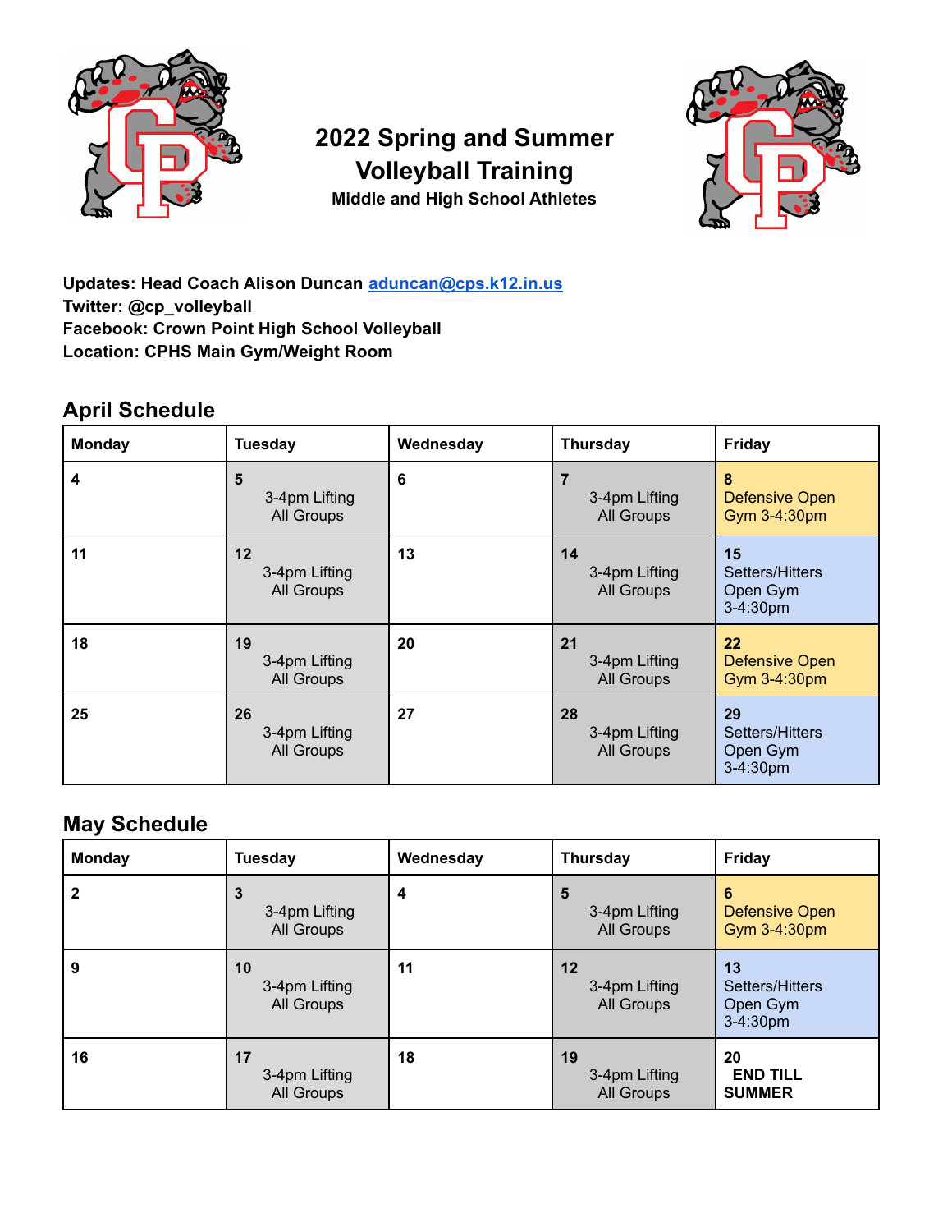# 2022 Spring and Summer Volleyball Training

**Middle and High School Athletes**

**Updates: Head Coach Alison Duncan [aduncan@cps.k12.in.us](mailto:aduncan@cps.k12.in.us)**
**Twitter: @cp_volleyball**
**Facebook: Crown Point High School Volleyball**
**Location: CPHS Main Gym/Weight Room**

## April Schedule

| Monday | Tuesday | Wednesday | Thursday | Friday |
|---|---|---|---|---|
| **4** | **5** 3-4pm Lifting All Groups | **6** | **7** 3-4pm Lifting All Groups | **8** Defensive Open Gym 3-4:30pm |
| **11** | **12** 3-4pm Lifting All Groups | **13** | **14** 3-4pm Lifting All Groups | **15** Setters/Hitters Open Gym 3-4:30pm |
| **18** | **19** 3-4pm Lifting All Groups | **20** | **21** 3-4pm Lifting All Groups | **22** Defensive Open Gym 3-4:30pm |
| **25** | **26** 3-4pm Lifting All Groups | **27** | **28** 3-4pm Lifting All Groups | **29** Setters/Hitters Open Gym 3-4:30pm |

## May Schedule

| Monday | Tuesday | Wednesday | Thursday | Friday |
|---|---|---|---|---|
| **2** | **3** 3-4pm Lifting All Groups | **4** | **5** 3-4pm Lifting All Groups | **6** Defensive Open Gym 3-4:30pm |
| **9** | **10** 3-4pm Lifting All Groups | **11** | **12** 3-4pm Lifting All Groups | **13** Setters/Hitters Open Gym 3-4:30pm |
| **16** | **17** 3-4pm Lifting All Groups | **18** | **19** 3-4pm Lifting All Groups | **20** **END TILL SUMMER** |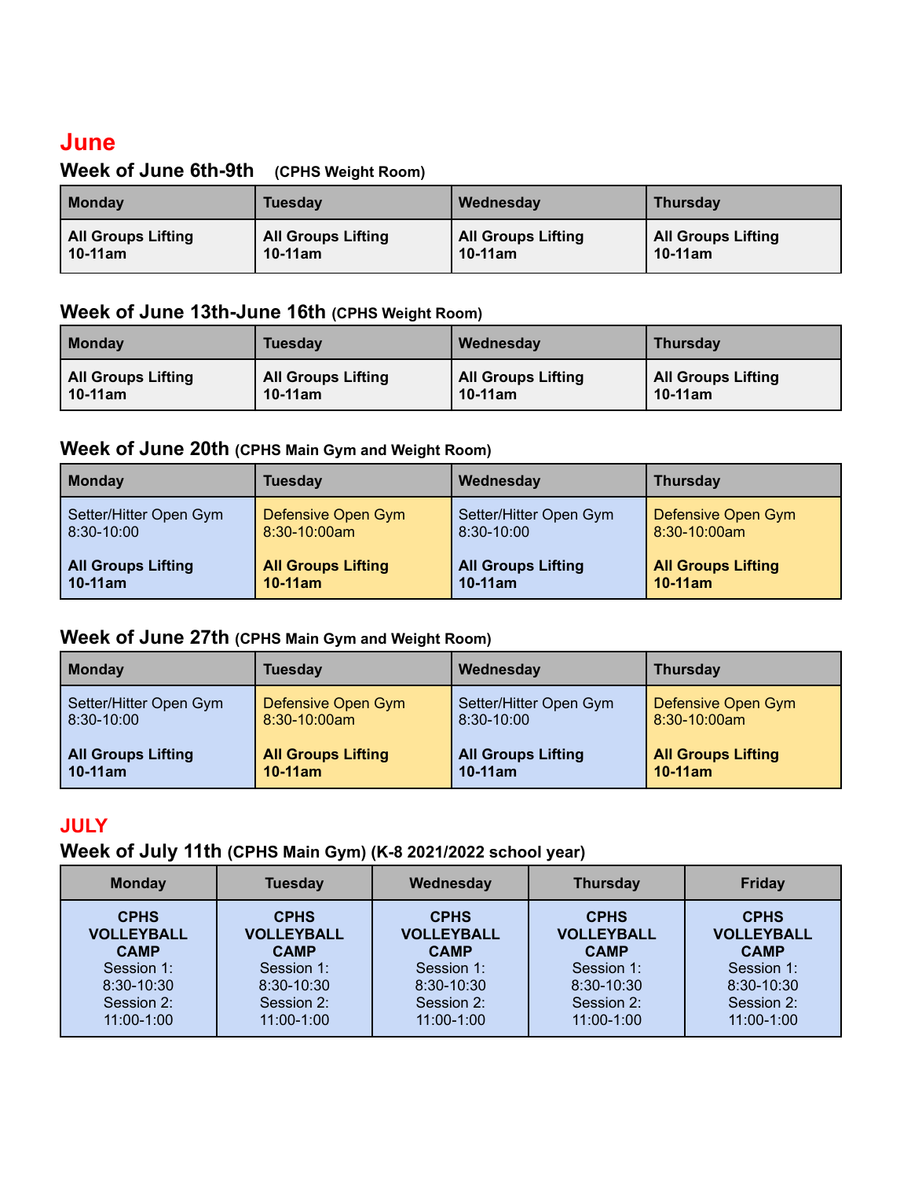# June

### Week of June 6th-9th **(CPHS Weight Room)**

| Monday | Tuesday | Wednesday | Thursday |
| --- | --- | --- | --- |
| **All Groups Lifting 10-11am** | **All Groups Lifting 10-11am** | **All Groups Lifting 10-11am** | **All Groups Lifting 10-11am** |

### Week of June 13th-June 16th **(CPHS Weight Room)**

| Monday | Tuesday | Wednesday | Thursday |
| --- | --- | --- | --- |
| **All Groups Lifting 10-11am** | **All Groups Lifting 10-11am** | **All Groups Lifting 10-11am** | **All Groups Lifting 10-11am** |

### Week of June 20th **(CPHS Main Gym and Weight Room)**

| Monday | Tuesday | Wednesday | Thursday |
| --- | --- | --- | --- |
| Setter/Hitter Open Gym 8:30-10:00<br><br>**All Groups Lifting 10-11am** | Defensive Open Gym 8:30-10:00am<br><br>**All Groups Lifting 10-11am** | Setter/Hitter Open Gym 8:30-10:00<br><br>**All Groups Lifting 10-11am** | Defensive Open Gym 8:30-10:00am<br><br>**All Groups Lifting 10-11am** |

### Week of June 27th **(CPHS Main Gym and Weight Room)**

| Monday | Tuesday | Wednesday | Thursday |
| --- | --- | --- | --- |
| Setter/Hitter Open Gym 8:30-10:00<br><br>**All Groups Lifting 10-11am** | Defensive Open Gym 8:30-10:00am<br><br>**All Groups Lifting 10-11am** | Setter/Hitter Open Gym 8:30-10:00<br><br>**All Groups Lifting 10-11am** | Defensive Open Gym 8:30-10:00am<br><br>**All Groups Lifting 10-11am** |

# JULY

### Week of July 11th **(CPHS Main Gym) (K-8 2021/2022 school year)**

| Monday | Tuesday | Wednesday | Thursday | Friday |
| --- | --- | --- | --- | --- |
| **CPHS VOLLEYBALL CAMP**<br>Session 1: 8:30-10:30<br>Session 2: 11:00-1:00 | **CPHS VOLLEYBALL CAMP**<br>Session 1: 8:30-10:30<br>Session 2: 11:00-1:00 | **CPHS VOLLEYBALL CAMP**<br>Session 1: 8:30-10:30<br>Session 2: 11:00-1:00 | **CPHS VOLLEYBALL CAMP**<br>Session 1: 8:30-10:30<br>Session 2: 11:00-1:00 | **CPHS VOLLEYBALL CAMP**<br>Session 1: 8:30-10:30<br>Session 2: 11:00-1:00 |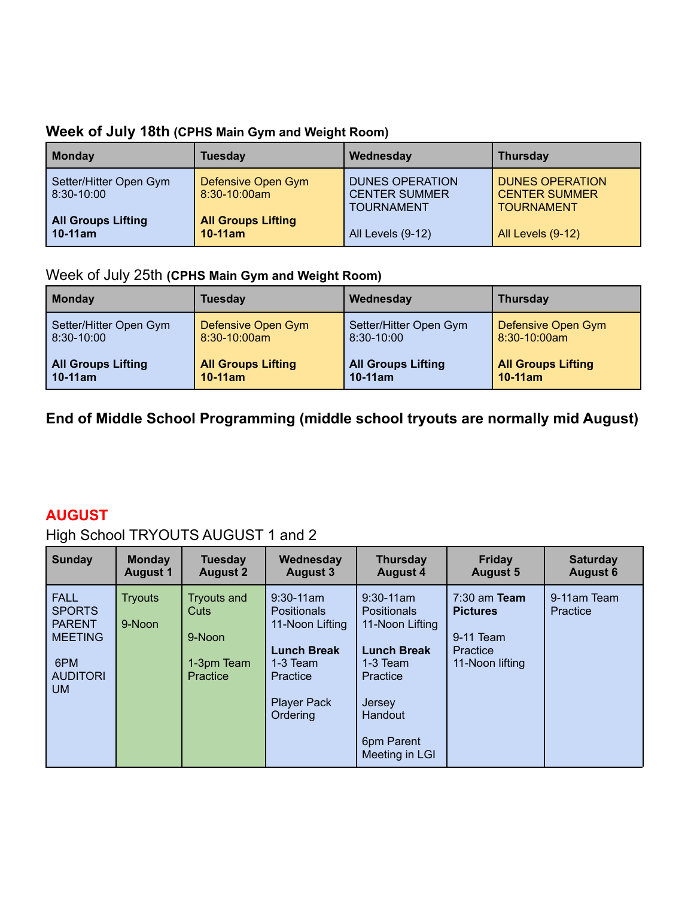### Week of July 18th **(CPHS Main Gym and Weight Room)**

| Monday | Tuesday | Wednesday | Thursday |
|---|---|---|---|
| Setter/Hitter Open Gym 8:30-10:00<br><br>**All Groups Lifting 10-11am** | Defensive Open Gym 8:30-10:00am<br><br>**All Groups Lifting 10-11am** | DUNES OPERATION CENTER SUMMER TOURNAMENT<br><br>All Levels (9-12) | DUNES OPERATION CENTER SUMMER TOURNAMENT<br><br>All Levels (9-12) |

Week of July 25th **(CPHS Main Gym and Weight Room)**

| Monday | Tuesday | Wednesday | Thursday |
|---|---|---|---|
| Setter/Hitter Open Gym 8:30-10:00<br><br>**All Groups Lifting 10-11am** | Defensive Open Gym 8:30-10:00am<br><br>**All Groups Lifting 10-11am** | Setter/Hitter Open Gym 8:30-10:00<br><br>**All Groups Lifting 10-11am** | Defensive Open Gym 8:30-10:00am<br><br>**All Groups Lifting 10-11am** |

**End of Middle School Programming (middle school tryouts are normally mid August)**

## AUGUST

High School TRYOUTS AUGUST 1 and 2

| Sunday | Monday August 1 | Tuesday August 2 | Wednesday August 3 | Thursday August 4 | Friday August 5 | Saturday August 6 |
|---|---|---|---|---|---|---|
| FALL SPORTS PARENT MEETING<br><br>6PM AUDITORIUM | Tryouts<br><br>9-Noon | Tryouts and Cuts<br><br>9-Noon<br><br>1-3pm Team Practice | 9:30-11am Positionals<br>11-Noon Lifting<br><br>**Lunch Break**<br>1-3 Team Practice<br><br>Player Pack Ordering | 9:30-11am Positionals<br>11-Noon Lifting<br><br>**Lunch Break**<br>1-3 Team Practice<br><br>Jersey Handout<br><br>6pm Parent Meeting in LGI | 7:30 am **Team Pictures**<br><br>9-11 Team Practice<br>11-Noon lifting | 9-11am Team Practice |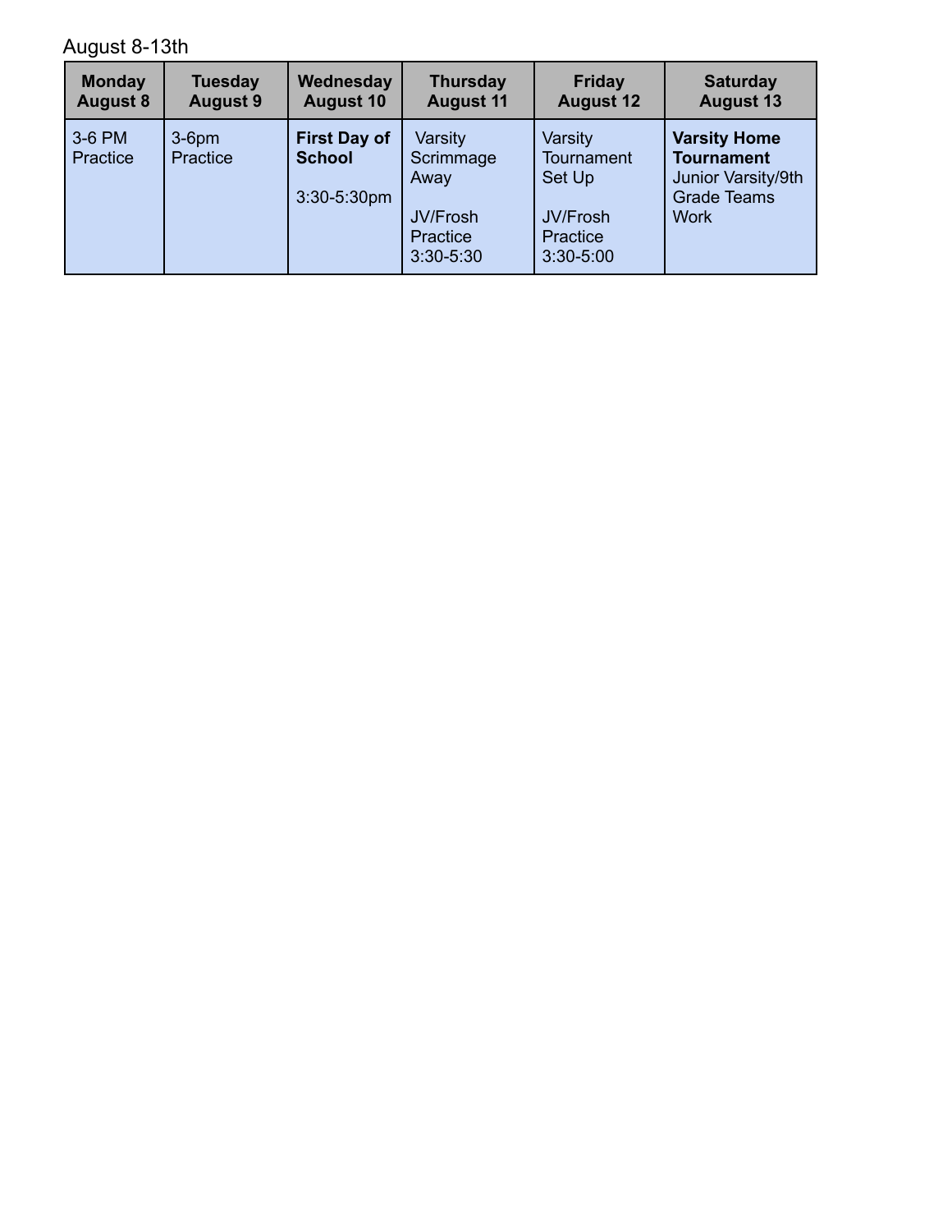August 8-13th

| Monday<br>August 8 | Tuesday<br>August 9 | Wednesday<br>August 10 | Thursday<br>August 11 | Friday<br>August 12 | Saturday<br>August 13 |
|---|---|---|---|---|---|
| 3-6 PM Practice | 3-6pm Practice | **First Day of School**<br><br>3:30-5:30pm | Varsity Scrimmage Away<br><br>JV/Frosh Practice 3:30-5:30 | Varsity Tournament Set Up<br><br>JV/Frosh Practice 3:30-5:00 | **Varsity Home Tournament** Junior Varsity/9th Grade Teams Work |